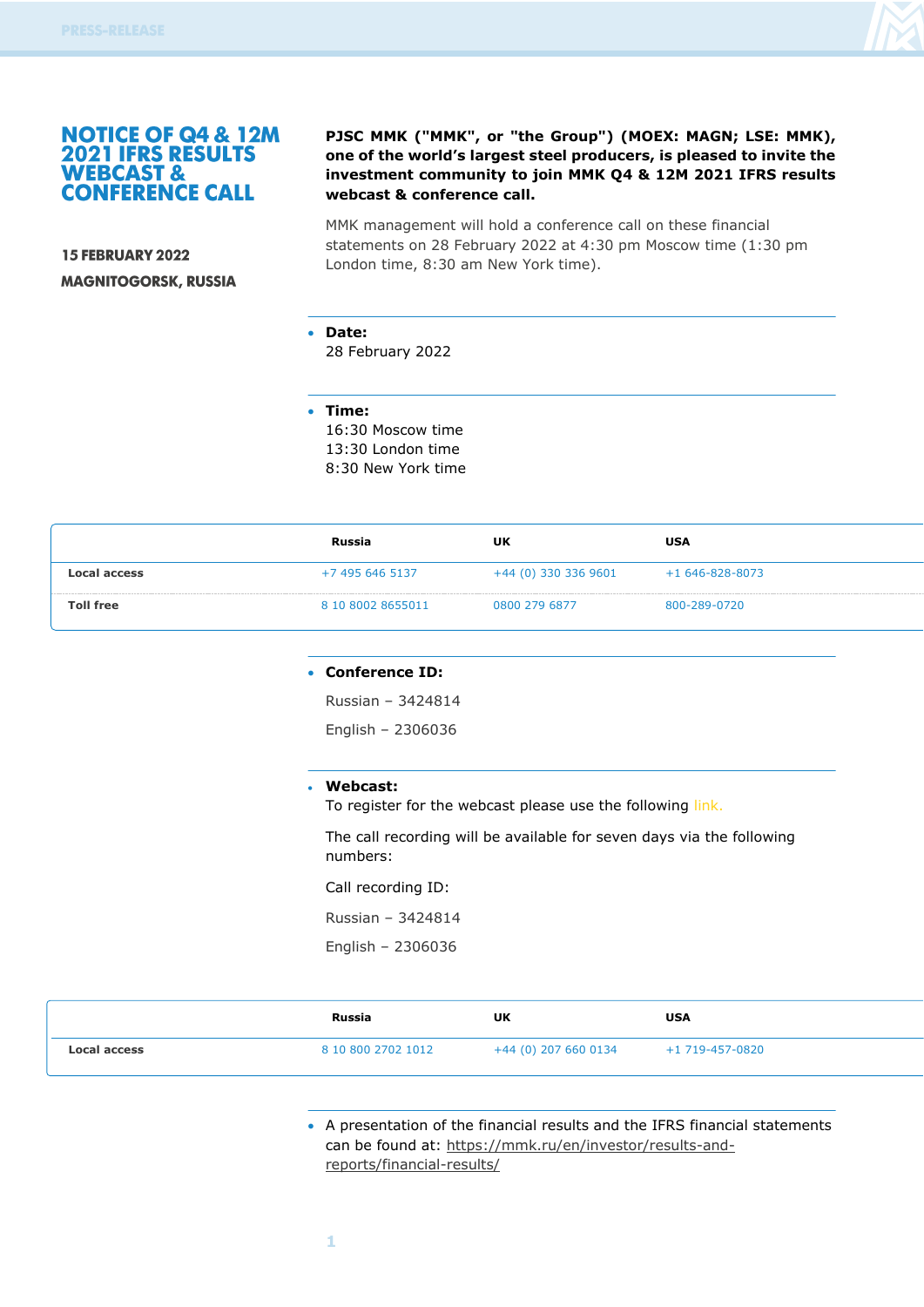# NOTICE OF Q4 & 12M 2021 IFRS RESULTS WEBCAST & CONFERENCE CALL

**15 FEBRUARY 2022**

**MAGNITOGORSK, RUSSIA**

**PJSC MMK ("MMK", or "the Group") (MOEX: MAGN; LSE: MMK), one of the world's largest steel producers, is pleased to invite the investment community to join MMK Q4 & 12M 2021 IFRS results webcast & conference call.**

MMK management will hold a conference call on these financial statements on 28 February 2022 at 4:30 pm Moscow time (1:30 pm London time, 8:30 am New York time).

- **Date:**
  28 February 2022

- **Time:**
  16:30 Moscow time
  13:30 London time
  8:30 New York time

| | Russia | UK | USA |
|---|---|---|---|
| **Local access** | +7 495 646 5137 | +44 (0) 330 336 9601 | +1 646-828-8073 |
| **Toll free** | 8 10 8002 8655011 | 0800 279 6877 | 800-289-0720 |

- **Conference ID:**

  Russian – 3424814

  English – 2306036

- **Webcast:**
  To register for the webcast please use the following link.

  The call recording will be available for seven days via the following numbers:

  Call recording ID:

  Russian – 3424814

  English – 2306036

| | Russia | UK | USA |
|---|---|---|---|
| **Local access** | 8 10 800 2702 1012 | +44 (0) 207 660 0134 | +1 719-457-0820 |

- A presentation of the financial results and the IFRS financial statements can be found at: https://mmk.ru/en/investor/results-and-reports/financial-results/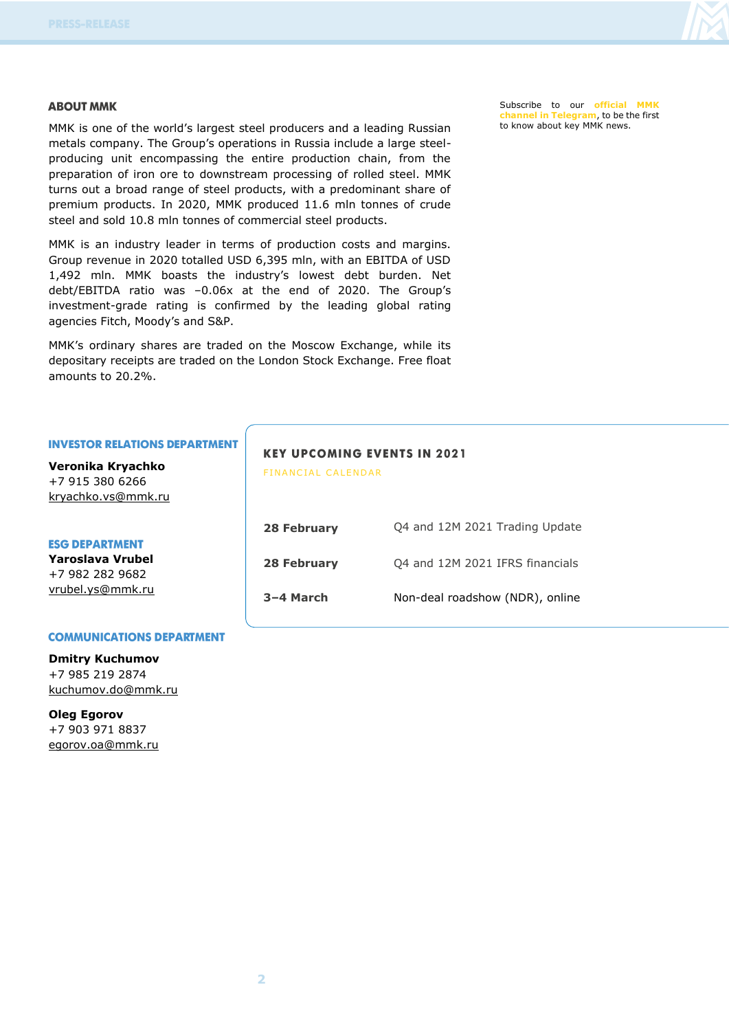## ABOUT MMK

MMK is one of the world's largest steel producers and a leading Russian metals company. The Group's operations in Russia include a large steel-producing unit encompassing the entire production chain, from the preparation of iron ore to downstream processing of rolled steel. MMK turns out a broad range of steel products, with a predominant share of premium products. In 2020, MMK produced 11.6 mln tonnes of crude steel and sold 10.8 mln tonnes of commercial steel products.

MMK is an industry leader in terms of production costs and margins. Group revenue in 2020 totalled USD 6,395 mln, with an EBITDA of USD 1,492 mln. MMK boasts the industry's lowest debt burden. Net debt/EBITDA ratio was −0.06x at the end of 2020. The Group's investment-grade rating is confirmed by the leading global rating agencies Fitch, Moody's and S&P.

MMK's ordinary shares are traded on the Moscow Exchange, while its depositary receipts are traded on the London Stock Exchange. Free float amounts to 20.2%.

Subscribe to our **official MMK channel in Telegram**, to be the first to know about key MMK news.

### INVESTOR RELATIONS DEPARTMENT

**Veronika Kryachko**
+7 915 380 6266
kryachko.vs@mmk.ru

### ESG DEPARTMENT

**Yaroslava Vrubel**
+7 982 282 9682
vrubel.ys@mmk.ru

### COMMUNICATIONS DEPARTMENT

**Dmitry Kuchumov**
+7 985 219 2874
kuchumov.do@mmk.ru

**Oleg Egorov**
+7 903 971 8837
egorov.oa@mmk.ru

### KEY UPCOMING EVENTS IN 2021

FINANCIAL CALENDAR

| | |
|---|---|
| **28 February** | Q4 and 12M 2021 Trading Update |
| **28 February** | Q4 and 12M 2021 IFRS financials |
| **3–4 March** | Non-deal roadshow (NDR), online |